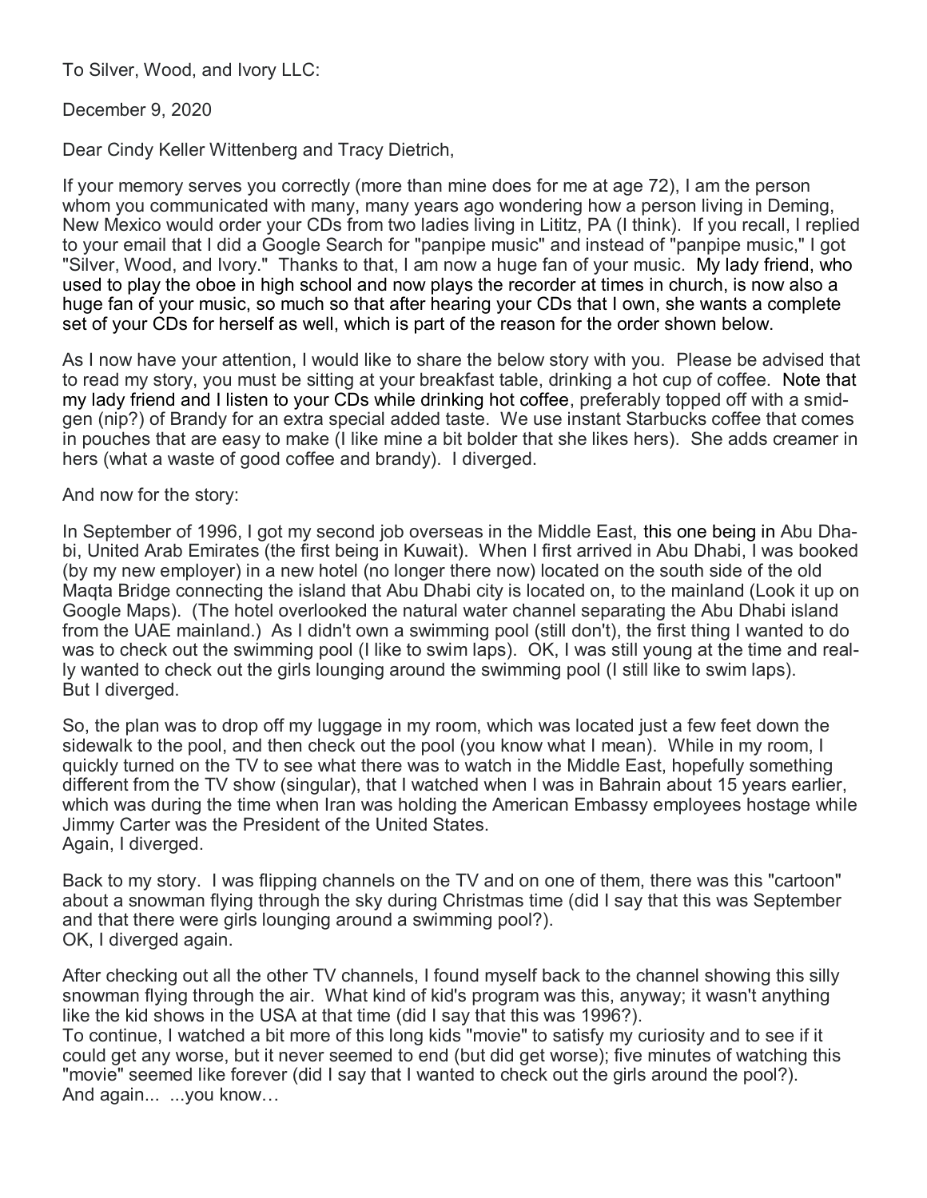To Silver, Wood, and Ivory LLC:

December 9, 2020

Dear Cindy Keller Wittenberg and Tracy Dietrich,

If your memory serves you correctly (more than mine does for me at age 72), I am the person whom you communicated with many, many years ago wondering how a person living in Deming, New Mexico would order your CDs from two ladies living in Lititz, PA (I think). If you recall, I replied to your email that I did a Google Search for "panpipe music" and instead of "panpipe music," I got "Silver, Wood, and Ivory." Thanks to that, I am now a huge fan of your music. My lady friend, who used to play the oboe in high school and now plays the recorder at times in church, is now also a huge fan of your music, so much so that after hearing your CDs that I own, she wants a complete set of your CDs for herself as well, which is part of the reason for the order shown below.

As I now have your attention, I would like to share the below story with you. Please be advised that to read my story, you must be sitting at your breakfast table, drinking a hot cup of coffee. Note that my lady friend and I listen to your CDs while drinking hot coffee, preferably topped off with a smidgen (nip?) of Brandy for an extra special added taste. We use instant Starbucks coffee that comes in pouches that are easy to make (I like mine a bit bolder that she likes hers). She adds creamer in hers (what a waste of good coffee and brandy). I diverged.

And now for the story:

In September of 1996, I got my second job overseas in the Middle East, this one being in Abu Dhabi, United Arab Emirates (the first being in Kuwait). When I first arrived in Abu Dhabi, I was booked (by my new employer) in a new hotel (no longer there now) located on the south side of the old Maqta Bridge connecting the island that Abu Dhabi city is located on, to the mainland (Look it up on Google Maps). (The hotel overlooked the natural water channel separating the Abu Dhabi island from the UAE mainland.) As I didn't own a swimming pool (still don't), the first thing I wanted to do was to check out the swimming pool (I like to swim laps). OK, I was still young at the time and really wanted to check out the girls lounging around the swimming pool (I still like to swim laps). But I diverged.

So, the plan was to drop off my luggage in my room, which was located just a few feet down the sidewalk to the pool, and then check out the pool (you know what I mean). While in my room, I quickly turned on the TV to see what there was to watch in the Middle East, hopefully something different from the TV show (singular), that I watched when I was in Bahrain about 15 years earlier, which was during the time when Iran was holding the American Embassy employees hostage while Jimmy Carter was the President of the United States.
Again, I diverged.

Back to my story. I was flipping channels on the TV and on one of them, there was this "cartoon" about a snowman flying through the sky during Christmas time (did I say that this was September and that there were girls lounging around a swimming pool?).
OK, I diverged again.

After checking out all the other TV channels, I found myself back to the channel showing this silly snowman flying through the air. What kind of kid's program was this, anyway; it wasn't anything like the kid shows in the USA at that time (did I say that this was 1996?).
To continue, I watched a bit more of this long kids "movie" to satisfy my curiosity and to see if it could get any worse, but it never seemed to end (but did get worse); five minutes of watching this "movie" seemed like forever (did I say that I wanted to check out the girls around the pool?).
And again... ...you know…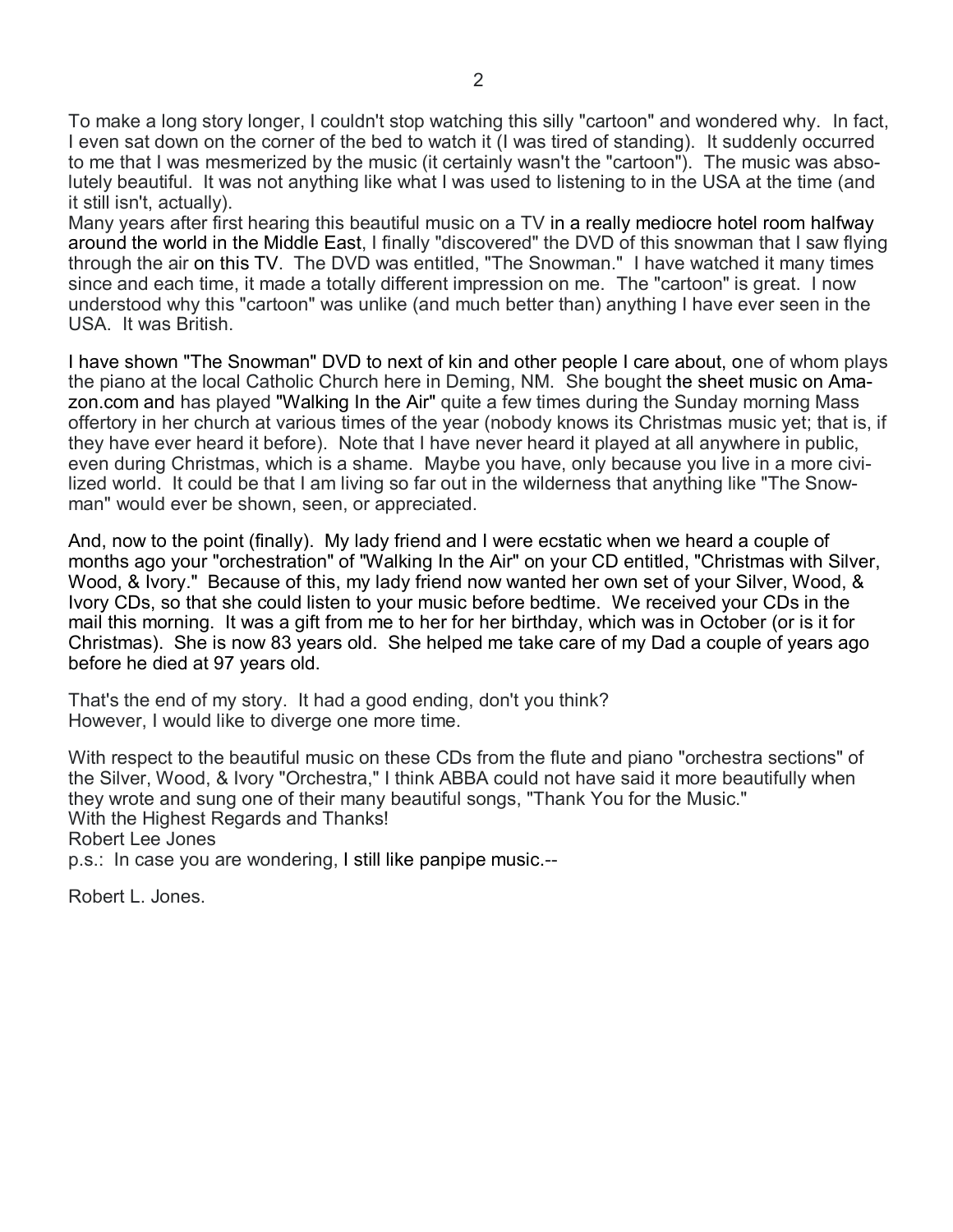To make a long story longer, I couldn't stop watching this silly "cartoon" and wondered why. In fact, I even sat down on the corner of the bed to watch it (I was tired of standing). It suddenly occurred to me that I was mesmerized by the music (it certainly wasn't the "cartoon"). The music was absolutely beautiful. It was not anything like what I was used to listening to in the USA at the time (and it still isn't, actually).
Many years after first hearing this beautiful music on a TV in a really mediocre hotel room halfway around the world in the Middle East, I finally "discovered" the DVD of this snowman that I saw flying through the air on this TV. The DVD was entitled, "The Snowman." I have watched it many times since and each time, it made a totally different impression on me. The "cartoon" is great. I now understood why this "cartoon" was unlike (and much better than) anything I have ever seen in the USA. It was British.

I have shown "The Snowman" DVD to next of kin and other people I care about, one of whom plays the piano at the local Catholic Church here in Deming, NM. She bought the sheet music on Amazon.com and has played "Walking In the Air" quite a few times during the Sunday morning Mass offertory in her church at various times of the year (nobody knows its Christmas music yet; that is, if they have ever heard it before). Note that I have never heard it played at all anywhere in public, even during Christmas, which is a shame. Maybe you have, only because you live in a more civilized world. It could be that I am living so far out in the wilderness that anything like "The Snowman" would ever be shown, seen, or appreciated.

And, now to the point (finally). My lady friend and I were ecstatic when we heard a couple of months ago your "orchestration" of "Walking In the Air" on your CD entitled, "Christmas with Silver, Wood, & Ivory." Because of this, my lady friend now wanted her own set of your Silver, Wood, & Ivory CDs, so that she could listen to your music before bedtime. We received your CDs in the mail this morning. It was a gift from me to her for her birthday, which was in October (or is it for Christmas). She is now 83 years old. She helped me take care of my Dad a couple of years ago before he died at 97 years old.

That's the end of my story. It had a good ending, don't you think?
However, I would like to diverge one more time.

With respect to the beautiful music on these CDs from the flute and piano "orchestra sections" of the Silver, Wood, & Ivory "Orchestra," I think ABBA could not have said it more beautifully when they wrote and sung one of their many beautiful songs, "Thank You for the Music."
With the Highest Regards and Thanks!
Robert Lee Jones
p.s.: In case you are wondering, I still like panpipe music.--

Robert L. Jones.